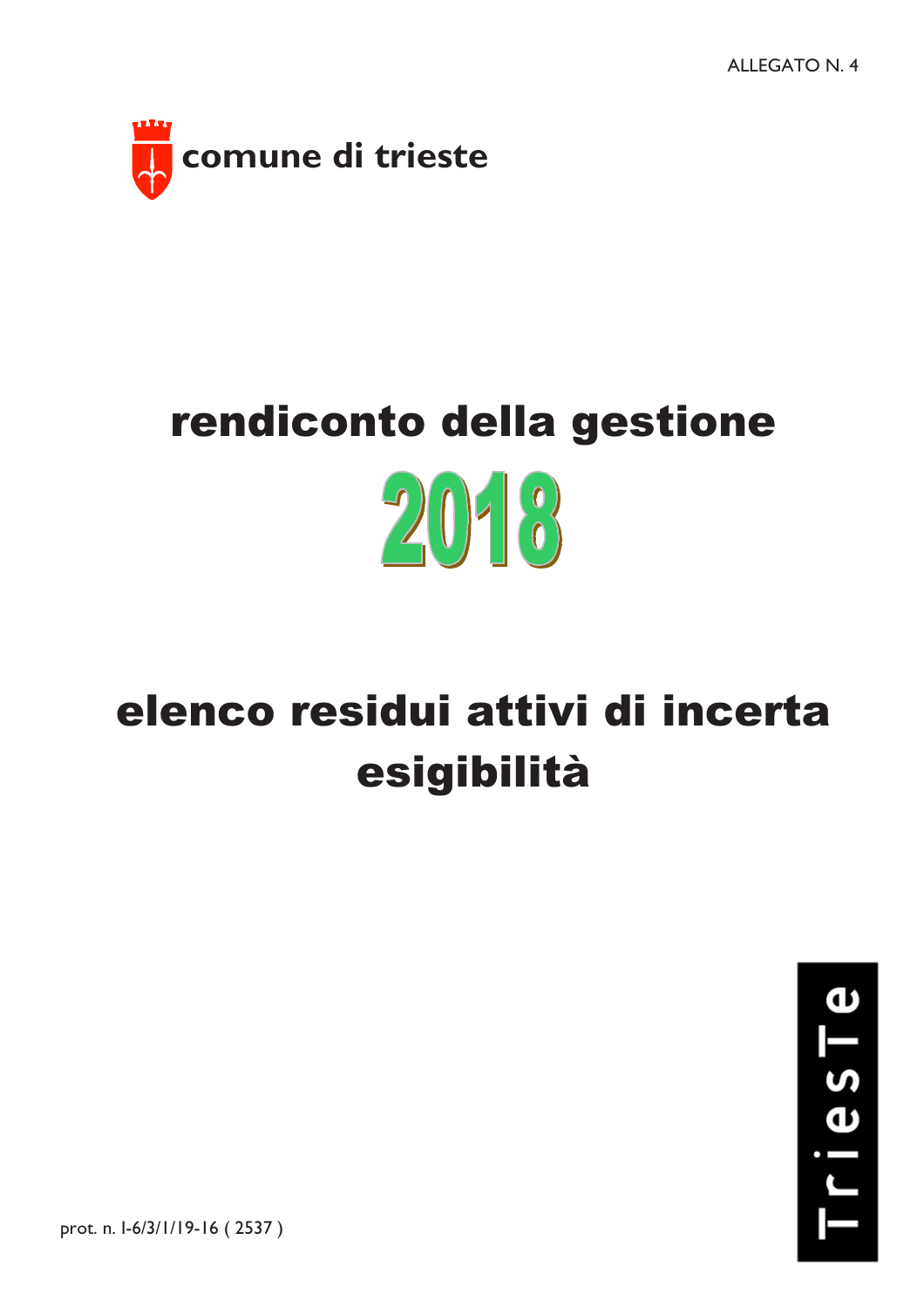ALLEGATO N. 4

comune di trieste

# rendiconto della gestione

# 2018

# elenco residui attivi di incerta esigibilità

TrieSTe

prot. n. I-6/3/1/19-16 ( 2537 )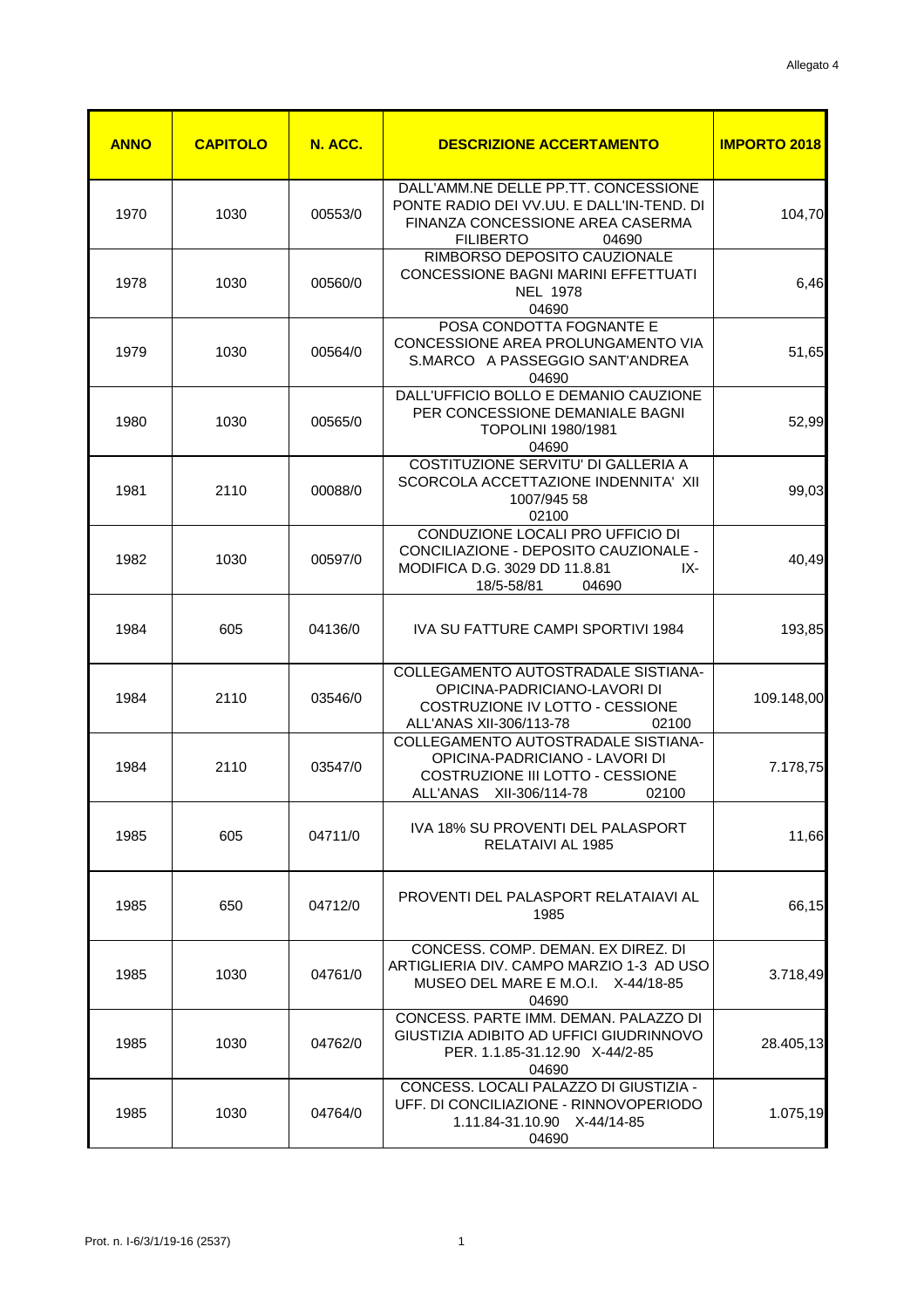Allegato 4

| ANNO | CAPITOLO | N. ACC. | DESCRIZIONE ACCERTAMENTO | IMPORTO 2018 |
|---|---|---|---|---|
| 1970 | 1030 | 00553/0 | DALL'AMM.NE DELLE PP.TT. CONCESSIONE PONTE RADIO DEI VV.UU. E DALL'IN-TEND. DI FINANZA CONCESSIONE AREA CASERMA FILIBERTO 04690 | 104,70 |
| 1978 | 1030 | 00560/0 | RIMBORSO DEPOSITO CAUZIONALE CONCESSIONE BAGNI MARINI EFFETTUATI NEL 1978 04690 | 6,46 |
| 1979 | 1030 | 00564/0 | POSA CONDOTTA FOGNANTE E CONCESSIONE AREA PROLUNGAMENTO VIA S.MARCO A PASSEGGIO SANT'ANDREA 04690 | 51,65 |
| 1980 | 1030 | 00565/0 | DALL'UFFICIO BOLLO E DEMANIO CAUZIONE PER CONCESSIONE DEMANIALE BAGNI TOPOLINI 1980/1981 04690 | 52,99 |
| 1981 | 2110 | 00088/0 | COSTITUZIONE SERVITU' DI GALLERIA A SCORCOLA ACCETTAZIONE INDENNITA' XII 1007/945 58 02100 | 99,03 |
| 1982 | 1030 | 00597/0 | CONDUZIONE LOCALI PRO UFFICIO DI CONCILIAZIONE - DEPOSITO CAUZIONALE - MODIFICA D.G. 3029 DD 11.8.81 IX-18/5-58/81 04690 | 40,49 |
| 1984 | 605 | 04136/0 | IVA SU FATTURE CAMPI SPORTIVI 1984 | 193,85 |
| 1984 | 2110 | 03546/0 | COLLEGAMENTO AUTOSTRADALE SISTIANA-OPICINA-PADRICIANO-LAVORI DI COSTRUZIONE IV LOTTO - CESSIONE ALL'ANAS XII-306/113-78 02100 | 109.148,00 |
| 1984 | 2110 | 03547/0 | COLLEGAMENTO AUTOSTRADALE SISTIANA-OPICINA-PADRICIANO - LAVORI DI COSTRUZIONE III LOTTO - CESSIONE ALL'ANAS XII-306/114-78 02100 | 7.178,75 |
| 1985 | 605 | 04711/0 | IVA 18% SU PROVENTI DEL PALASPORT RELATAIVI AL 1985 | 11,66 |
| 1985 | 650 | 04712/0 | PROVENTI DEL PALASPORT RELATAIAVI AL 1985 | 66,15 |
| 1985 | 1030 | 04761/0 | CONCESS. COMP. DEMAN. EX DIREZ. DI ARTIGLIERIA DIV. CAMPO MARZIO 1-3 AD USO MUSEO DEL MARE E M.O.I. X-44/18-85 04690 | 3.718,49 |
| 1985 | 1030 | 04762/0 | CONCESS. PARTE IMM. DEMAN. PALAZZO DI GIUSTIZIA ADIBITO AD UFFICI GIUDRINNOVO PER. 1.1.85-31.12.90 X-44/2-85 04690 | 28.405,13 |
| 1985 | 1030 | 04764/0 | CONCESS. LOCALI PALAZZO DI GIUSTIZIA - UFF. DI CONCILIAZIONE - RINNOVOPERIODO 1.11.84-31.10.90 X-44/14-85 04690 | 1.075,19 |

Prot. n. I-6/3/1/19-16 (2537)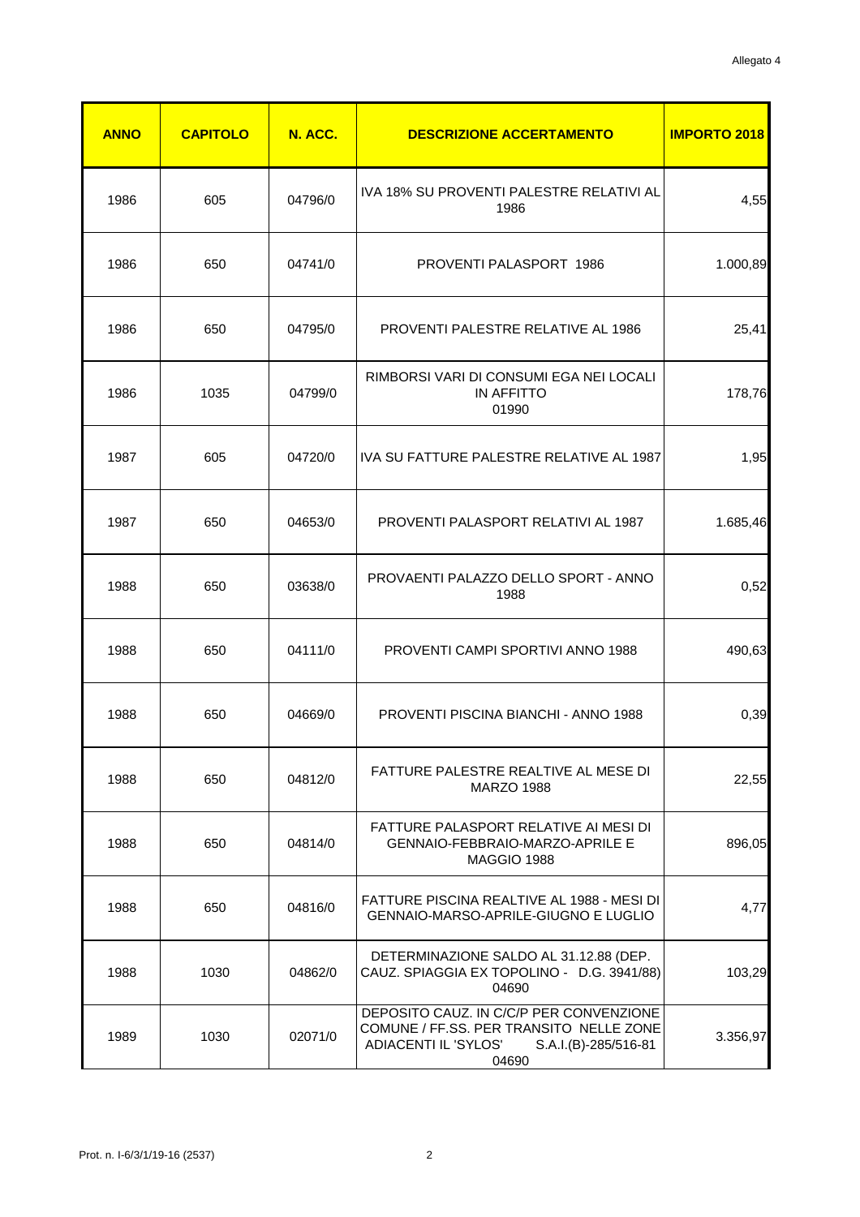Allegato 4

| ANNO | CAPITOLO | N. ACC. | DESCRIZIONE ACCERTAMENTO | IMPORTO 2018 |
|---|---|---|---|---|
| 1986 | 605 | 04796/0 | IVA 18% SU PROVENTI PALESTRE RELATIVI AL 1986 | 4,55 |
| 1986 | 650 | 04741/0 | PROVENTI PALASPORT 1986 | 1.000,89 |
| 1986 | 650 | 04795/0 | PROVENTI PALESTRE RELATIVE AL 1986 | 25,41 |
| 1986 | 1035 | 04799/0 | RIMBORSI VARI DI CONSUMI EGA NEI LOCALI IN AFFITTO 01990 | 178,76 |
| 1987 | 605 | 04720/0 | IVA SU FATTURE PALESTRE RELATIVE AL 1987 | 1,95 |
| 1987 | 650 | 04653/0 | PROVENTI PALASPORT RELATIVI AL 1987 | 1.685,46 |
| 1988 | 650 | 03638/0 | PROVAENTI PALAZZO DELLO SPORT - ANNO 1988 | 0,52 |
| 1988 | 650 | 04111/0 | PROVENTI CAMPI SPORTIVI ANNO 1988 | 490,63 |
| 1988 | 650 | 04669/0 | PROVENTI PISCINA BIANCHI - ANNO 1988 | 0,39 |
| 1988 | 650 | 04812/0 | FATTURE PALESTRE REALTIVE AL MESE DI MARZO 1988 | 22,55 |
| 1988 | 650 | 04814/0 | FATTURE PALASPORT RELATIVE AI MESI DI GENNAIO-FEBBRAIO-MARZO-APRILE E MAGGIO 1988 | 896,05 |
| 1988 | 650 | 04816/0 | FATTURE PISCINA REALTIVE AL 1988 - MESI DI GENNAIO-MARSO-APRILE-GIUGNO E LUGLIO | 4,77 |
| 1988 | 1030 | 04862/0 | DETERMINAZIONE SALDO AL 31.12.88 (DEP. CAUZ. SPIAGGIA EX TOPOLINO - D.G. 3941/88) 04690 | 103,29 |
| 1989 | 1030 | 02071/0 | DEPOSITO CAUZ. IN C/C/P PER CONVENZIONE COMUNE / FF.SS. PER TRANSITO NELLE ZONE ADIACENTI IL 'SYLOS' S.A.I.(B)-285/516-81 04690 | 3.356,97 |

Prot. n. I-6/3/1/19-16 (2537)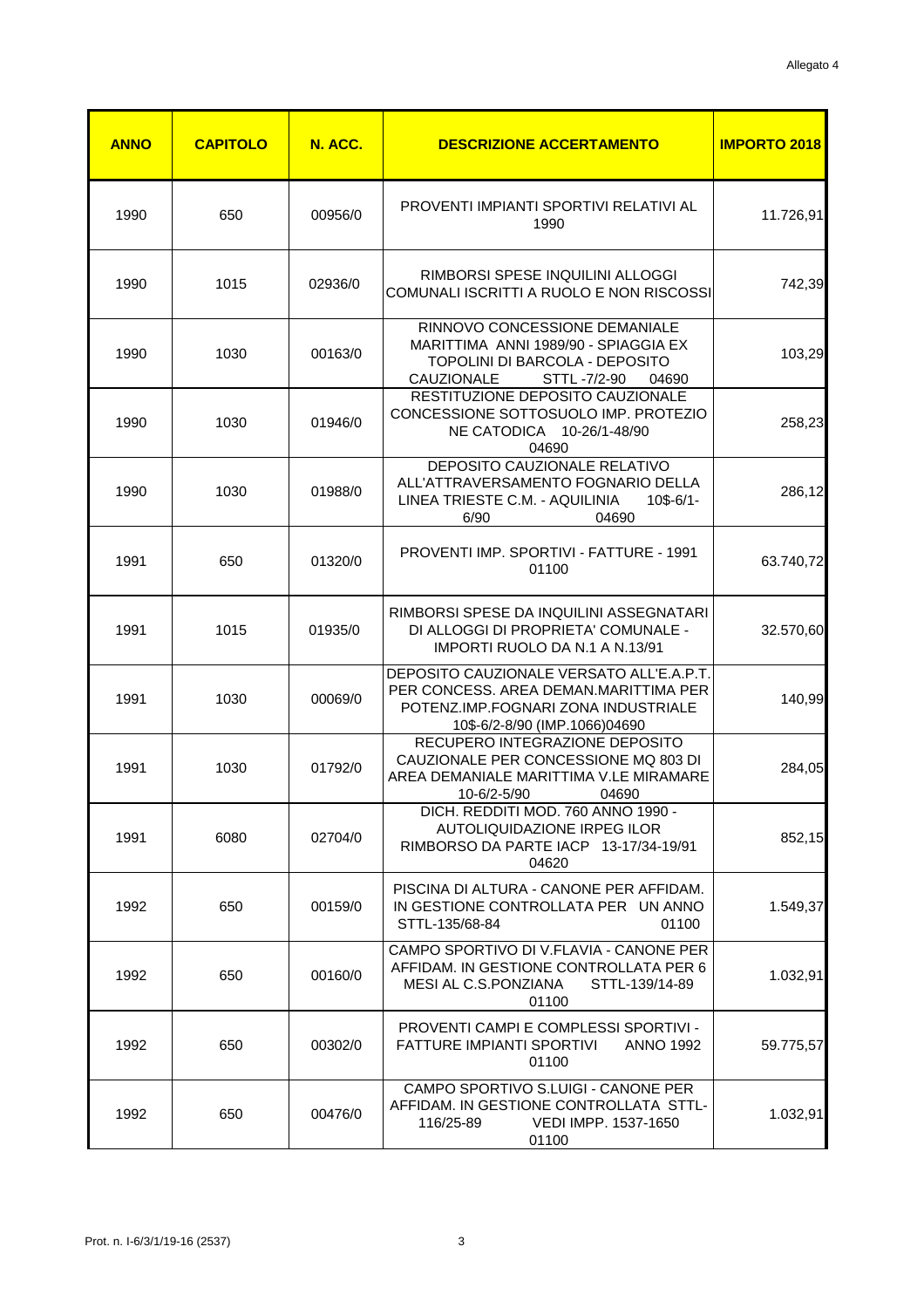Allegato 4

| ANNO | CAPITOLO | N. ACC. | DESCRIZIONE ACCERTAMENTO | IMPORTO 2018 |
|---|---|---|---|---|
| 1990 | 650 | 00956/0 | PROVENTI IMPIANTI SPORTIVI RELATIVI AL 1990 | 11.726,91 |
| 1990 | 1015 | 02936/0 | RIMBORSI SPESE INQUILINI ALLOGGI COMUNALI ISCRITTI A RUOLO E NON RISCOSSI | 742,39 |
| 1990 | 1030 | 00163/0 | RINNOVO CONCESSIONE DEMANIALE MARITTIMA ANNI 1989/90 - SPIAGGIA EX TOPOLINI DI BARCOLA - DEPOSITO CAUZIONALE STTL -7/2-90 04690 | 103,29 |
| 1990 | 1030 | 01946/0 | RESTITUZIONE DEPOSITO CAUZIONALE CONCESSIONE SOTTOSUOLO IMP. PROTEZIO NE CATODICA 10-26/1-48/90 04690 | 258,23 |
| 1990 | 1030 | 01988/0 | DEPOSITO CAUZIONALE RELATIVO ALL'ATTRAVERSAMENTO FOGNARIO DELLA LINEA TRIESTE C.M. - AQUILINIA 10$-6/1-6/90 04690 | 286,12 |
| 1991 | 650 | 01320/0 | PROVENTI IMP. SPORTIVI - FATTURE - 1991 01100 | 63.740,72 |
| 1991 | 1015 | 01935/0 | RIMBORSI SPESE DA INQUILINI ASSEGNATARI DI ALLOGGI DI PROPRIETA' COMUNALE - IMPORTI RUOLO DA N.1 A N.13/91 | 32.570,60 |
| 1991 | 1030 | 00069/0 | DEPOSITO CAUZIONALE VERSATO ALL'E.A.P.T. PER CONCESS. AREA DEMAN.MARITTIMA PER POTENZ.IMP.FOGNARI ZONA INDUSTRIALE 10$-6/2-8/90 (IMP.1066)04690 | 140,99 |
| 1991 | 1030 | 01792/0 | RECUPERO INTEGRAZIONE DEPOSITO CAUZIONALE PER CONCESSIONE MQ 803 DI AREA DEMANIALE MARITTIMA V.LE MIRAMARE 10-6/2-5/90 04690 | 284,05 |
| 1991 | 6080 | 02704/0 | DICH. REDDITI MOD. 760 ANNO 1990 - AUTOLIQUIDAZIONE IRPEG ILOR RIMBORSO DA PARTE IACP 13-17/34-19/91 04620 | 852,15 |
| 1992 | 650 | 00159/0 | PISCINA DI ALTURA - CANONE PER AFFIDAM. IN GESTIONE CONTROLLATA PER UN ANNO STTL-135/68-84 01100 | 1.549,37 |
| 1992 | 650 | 00160/0 | CAMPO SPORTIVO DI V.FLAVIA - CANONE PER AFFIDAM. IN GESTIONE CONTROLLATA PER 6 MESI AL C.S.PONZIANA STTL-139/14-89 01100 | 1.032,91 |
| 1992 | 650 | 00302/0 | PROVENTI CAMPI E COMPLESSI SPORTIVI - FATTURE IMPIANTI SPORTIVI ANNO 1992 01100 | 59.775,57 |
| 1992 | 650 | 00476/0 | CAMPO SPORTIVO S.LUIGI - CANONE PER AFFIDAM. IN GESTIONE CONTROLLATA STTL-116/25-89 VEDI IMPP. 1537-1650 01100 | 1.032,91 |

Prot. n. I-6/3/1/19-16 (2537)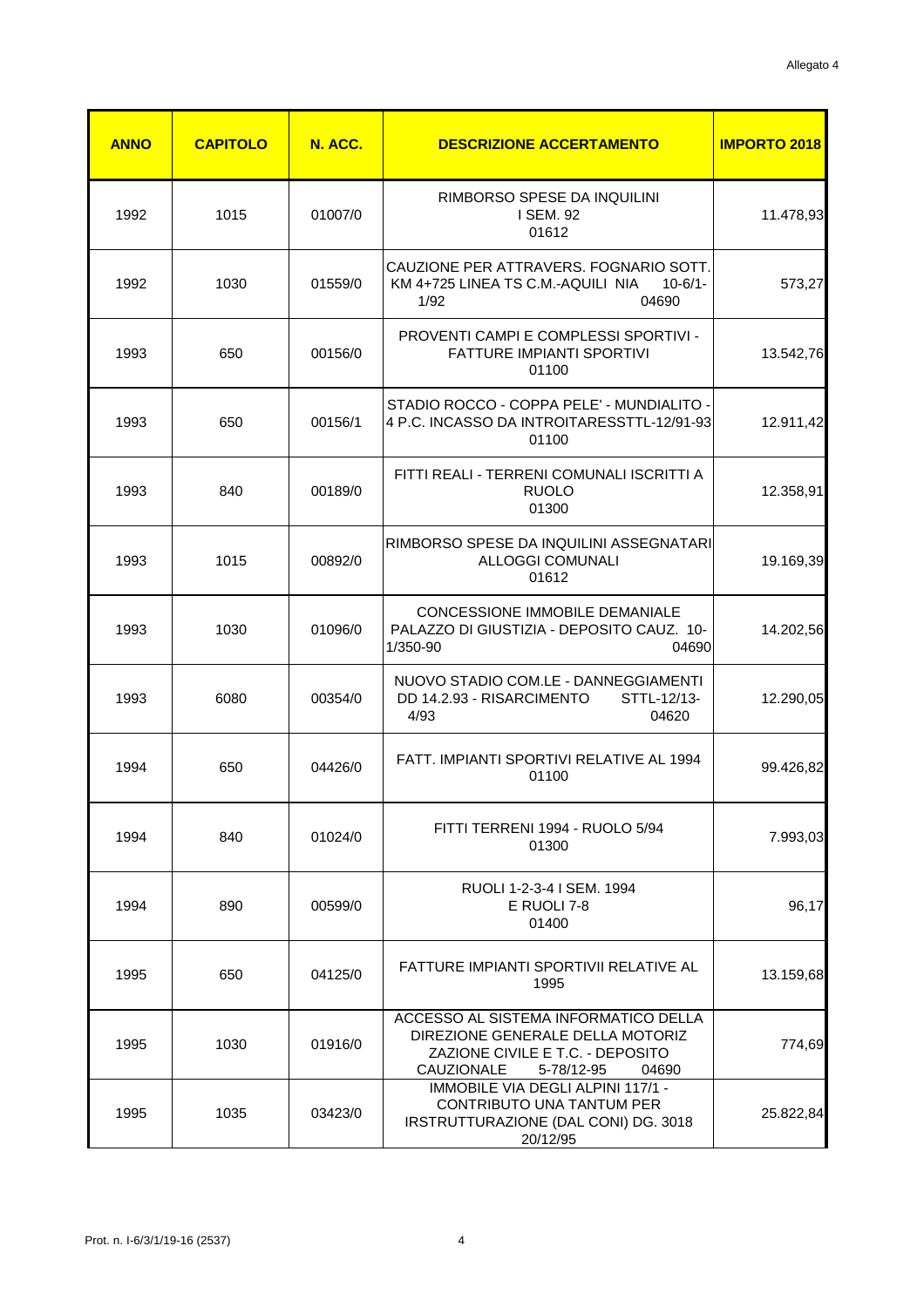Allegato 4

| ANNO | CAPITOLO | N. ACC. | DESCRIZIONE ACCERTAMENTO | IMPORTO 2018 |
|---|---|---|---|---|
| 1992 | 1015 | 01007/0 | RIMBORSO SPESE DA INQUILINI I SEM. 92 01612 | 11.478,93 |
| 1992 | 1030 | 01559/0 | CAUZIONE PER ATTRAVERS. FOGNARIO SOTT. KM 4+725 LINEA TS C.M.-AQUILI NIA 10-6/1-1/92 04690 | 573,27 |
| 1993 | 650 | 00156/0 | PROVENTI CAMPI E COMPLESSI SPORTIVI - FATTURE IMPIANTI SPORTIVI 01100 | 13.542,76 |
| 1993 | 650 | 00156/1 | STADIO ROCCO - COPPA PELE' - MUNDIALITO - 4 P.C. INCASSO DA INTROITARESSTTL-12/91-93 01100 | 12.911,42 |
| 1993 | 840 | 00189/0 | FITTI REALI - TERRENI COMUNALI ISCRITTI A RUOLO 01300 | 12.358,91 |
| 1993 | 1015 | 00892/0 | RIMBORSO SPESE DA INQUILINI ASSEGNATARI ALLOGGI COMUNALI 01612 | 19.169,39 |
| 1993 | 1030 | 01096/0 | CONCESSIONE IMMOBILE DEMANIALE PALAZZO DI GIUSTIZIA - DEPOSITO CAUZ. 10-1/350-90 04690 | 14.202,56 |
| 1993 | 6080 | 00354/0 | NUOVO STADIO COM.LE - DANNEGGIAMENTI DD 14.2.93 - RISARCIMENTO STTL-12/13-4/93 04620 | 12.290,05 |
| 1994 | 650 | 04426/0 | FATT. IMPIANTI SPORTIVI RELATIVE AL 1994 01100 | 99.426,82 |
| 1994 | 840 | 01024/0 | FITTI TERRENI 1994 - RUOLO 5/94 01300 | 7.993,03 |
| 1994 | 890 | 00599/0 | RUOLI 1-2-3-4 I SEM. 1994 E RUOLI 7-8 01400 | 96,17 |
| 1995 | 650 | 04125/0 | FATTURE IMPIANTI SPORTIVII RELATIVE AL 1995 | 13.159,68 |
| 1995 | 1030 | 01916/0 | ACCESSO AL SISTEMA INFORMATICO DELLA DIREZIONE GENERALE DELLA MOTORIZ ZAZIONE CIVILE E T.C. - DEPOSITO CAUZIONALE 5-78/12-95 04690 | 774,69 |
| 1995 | 1035 | 03423/0 | IMMOBILE VIA DEGLI ALPINI 117/1 - CONTRIBUTO UNA TANTUM PER IRSTRUTTURAZIONE (DAL CONI) DG. 3018 20/12/95 | 25.822,84 |

Prot. n. I-6/3/1/19-16 (2537)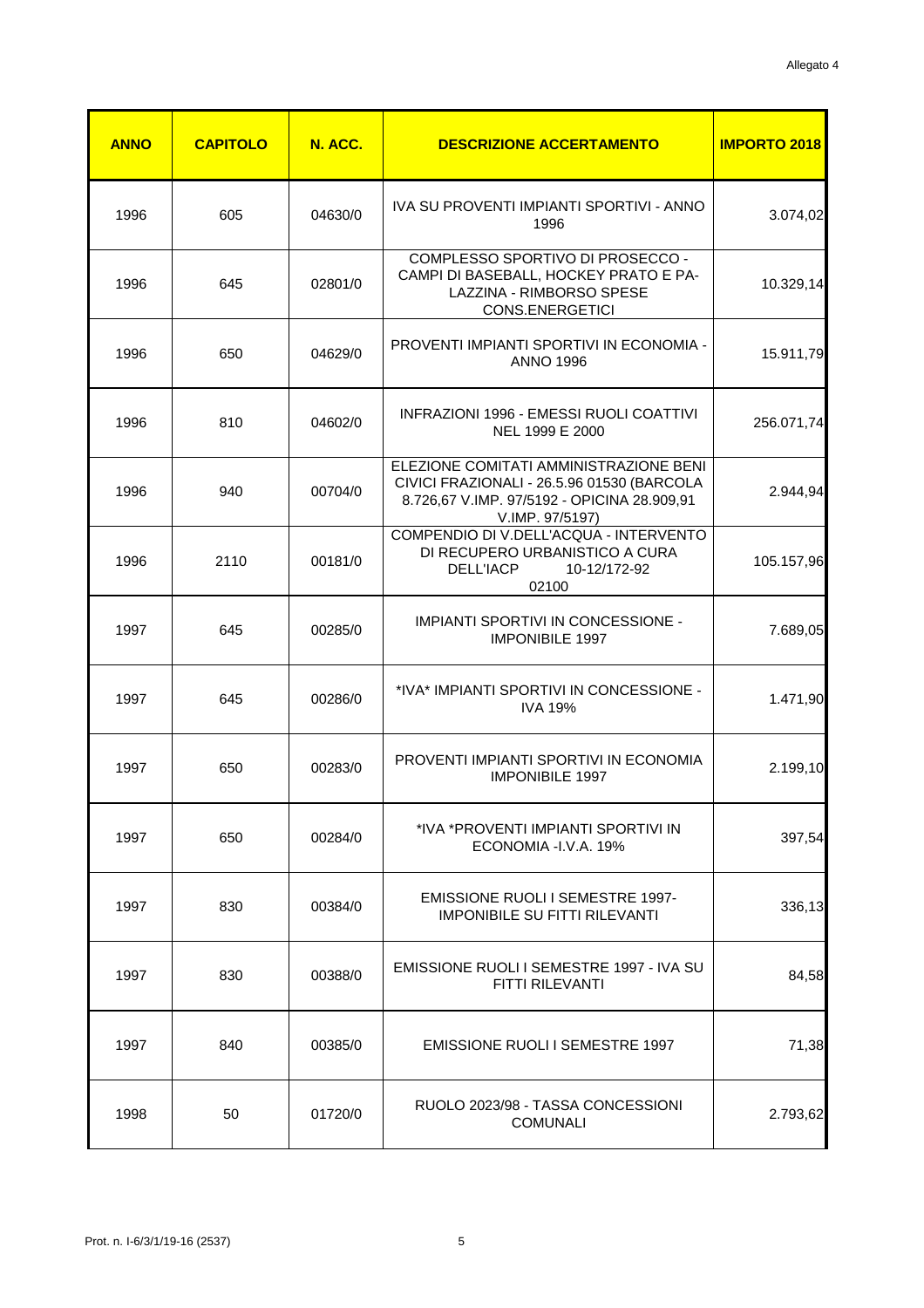| ANNO | CAPITOLO | N. ACC. | DESCRIZIONE ACCERTAMENTO | IMPORTO 2018 |
|---|---|---|---|---|
| 1996 | 605 | 04630/0 | IVA SU PROVENTI IMPIANTI SPORTIVI - ANNO 1996 | 3.074,02 |
| 1996 | 645 | 02801/0 | COMPLESSO SPORTIVO DI PROSECCO - CAMPI DI BASEBALL, HOCKEY PRATO E PA-LAZZINA - RIMBORSO SPESE CONS.ENERGETICI | 10.329,14 |
| 1996 | 650 | 04629/0 | PROVENTI IMPIANTI SPORTIVI IN ECONOMIA - ANNO 1996 | 15.911,79 |
| 1996 | 810 | 04602/0 | INFRAZIONI 1996 - EMESSI RUOLI COATTIVI NEL 1999 E 2000 | 256.071,74 |
| 1996 | 940 | 00704/0 | ELEZIONE COMITATI AMMINISTRAZIONE BENI CIVICI FRAZIONALI - 26.5.96 01530 (BARCOLA 8.726,67 V.IMP. 97/5192 - OPICINA 28.909,91 V.IMP. 97/5197) | 2.944,94 |
| 1996 | 2110 | 00181/0 | COMPENDIO DI V.DELL'ACQUA - INTERVENTO DI RECUPERO URBANISTICO A CURA DELL'IACP 10-12/172-92 02100 | 105.157,96 |
| 1997 | 645 | 00285/0 | IMPIANTI SPORTIVI IN CONCESSIONE - IMPONIBILE 1997 | 7.689,05 |
| 1997 | 645 | 00286/0 | *IVA* IMPIANTI SPORTIVI IN CONCESSIONE - IVA 19% | 1.471,90 |
| 1997 | 650 | 00283/0 | PROVENTI IMPIANTI SPORTIVI IN ECONOMIA IMPONIBILE 1997 | 2.199,10 |
| 1997 | 650 | 00284/0 | *IVA *PROVENTI IMPIANTI SPORTIVI IN ECONOMIA -I.V.A. 19% | 397,54 |
| 1997 | 830 | 00384/0 | EMISSIONE RUOLI I SEMESTRE 1997- IMPONIBILE SU FITTI RILEVANTI | 336,13 |
| 1997 | 830 | 00388/0 | EMISSIONE RUOLI I SEMESTRE 1997 - IVA SU FITTI RILEVANTI | 84,58 |
| 1997 | 840 | 00385/0 | EMISSIONE RUOLI I SEMESTRE 1997 | 71,38 |
| 1998 | 50 | 01720/0 | RUOLO 2023/98 - TASSA CONCESSIONI COMUNALI | 2.793,62 |

Prot. n. I-6/3/1/19-16 (2537)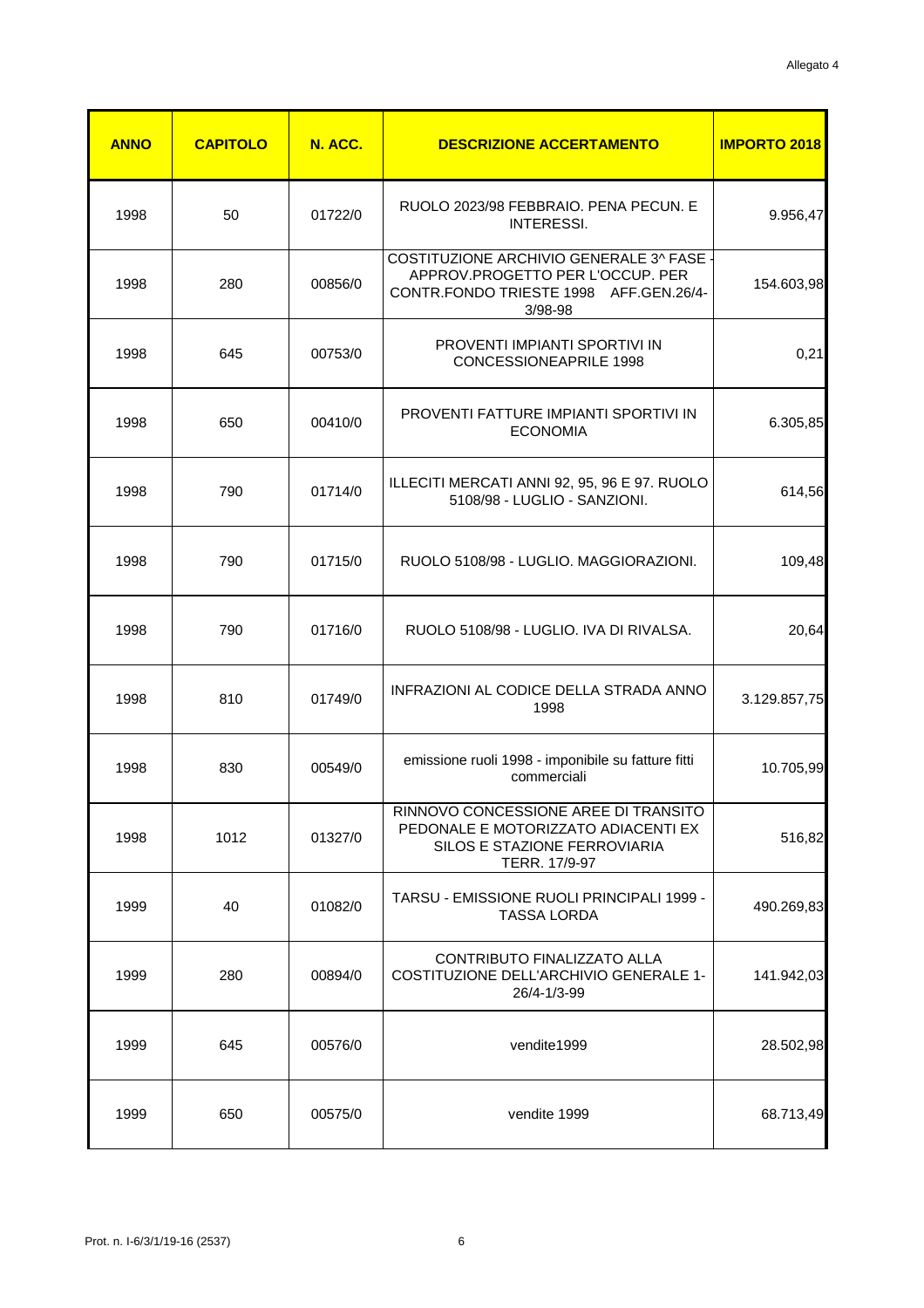Allegato 4

| ANNO | CAPITOLO | N. ACC. | DESCRIZIONE ACCERTAMENTO | IMPORTO 2018 |
|---|---|---|---|---|
| 1998 | 50 | 01722/0 | RUOLO 2023/98 FEBBRAIO. PENA PECUN. E INTERESSI. | 9.956,47 |
| 1998 | 280 | 00856/0 | COSTITUZIONE ARCHIVIO GENERALE 3^ FASE - APPROV.PROGETTO PER L'OCCUP. PER CONTR.FONDO TRIESTE 1998 AFF.GEN.26/4-3/98-98 | 154.603,98 |
| 1998 | 645 | 00753/0 | PROVENTI IMPIANTI SPORTIVI IN CONCESSIONEAPRILE 1998 | 0,21 |
| 1998 | 650 | 00410/0 | PROVENTI FATTURE IMPIANTI SPORTIVI IN ECONOMIA | 6.305,85 |
| 1998 | 790 | 01714/0 | ILLECITI MERCATI ANNI 92, 95, 96 E 97. RUOLO 5108/98 - LUGLIO - SANZIONI. | 614,56 |
| 1998 | 790 | 01715/0 | RUOLO 5108/98 - LUGLIO. MAGGIORAZIONI. | 109,48 |
| 1998 | 790 | 01716/0 | RUOLO 5108/98 - LUGLIO. IVA DI RIVALSA. | 20,64 |
| 1998 | 810 | 01749/0 | INFRAZIONI AL CODICE DELLA STRADA ANNO 1998 | 3.129.857,75 |
| 1998 | 830 | 00549/0 | emissione ruoli 1998 - imponibile su fatture fitti commerciali | 10.705,99 |
| 1998 | 1012 | 01327/0 | RINNOVO CONCESSIONE AREE DI TRANSITO PEDONALE E MOTORIZZATO ADIACENTI EX SILOS E STAZIONE FERROVIARIA TERR. 17/9-97 | 516,82 |
| 1999 | 40 | 01082/0 | TARSU - EMISSIONE RUOLI PRINCIPALI 1999 - TASSA LORDA | 490.269,83 |
| 1999 | 280 | 00894/0 | CONTRIBUTO FINALIZZATO ALLA COSTITUZIONE DELL'ARCHIVIO GENERALE 1-26/4-1/3-99 | 141.942,03 |
| 1999 | 645 | 00576/0 | vendite1999 | 28.502,98 |
| 1999 | 650 | 00575/0 | vendite 1999 | 68.713,49 |

Prot. n. I-6/3/1/19-16 (2537)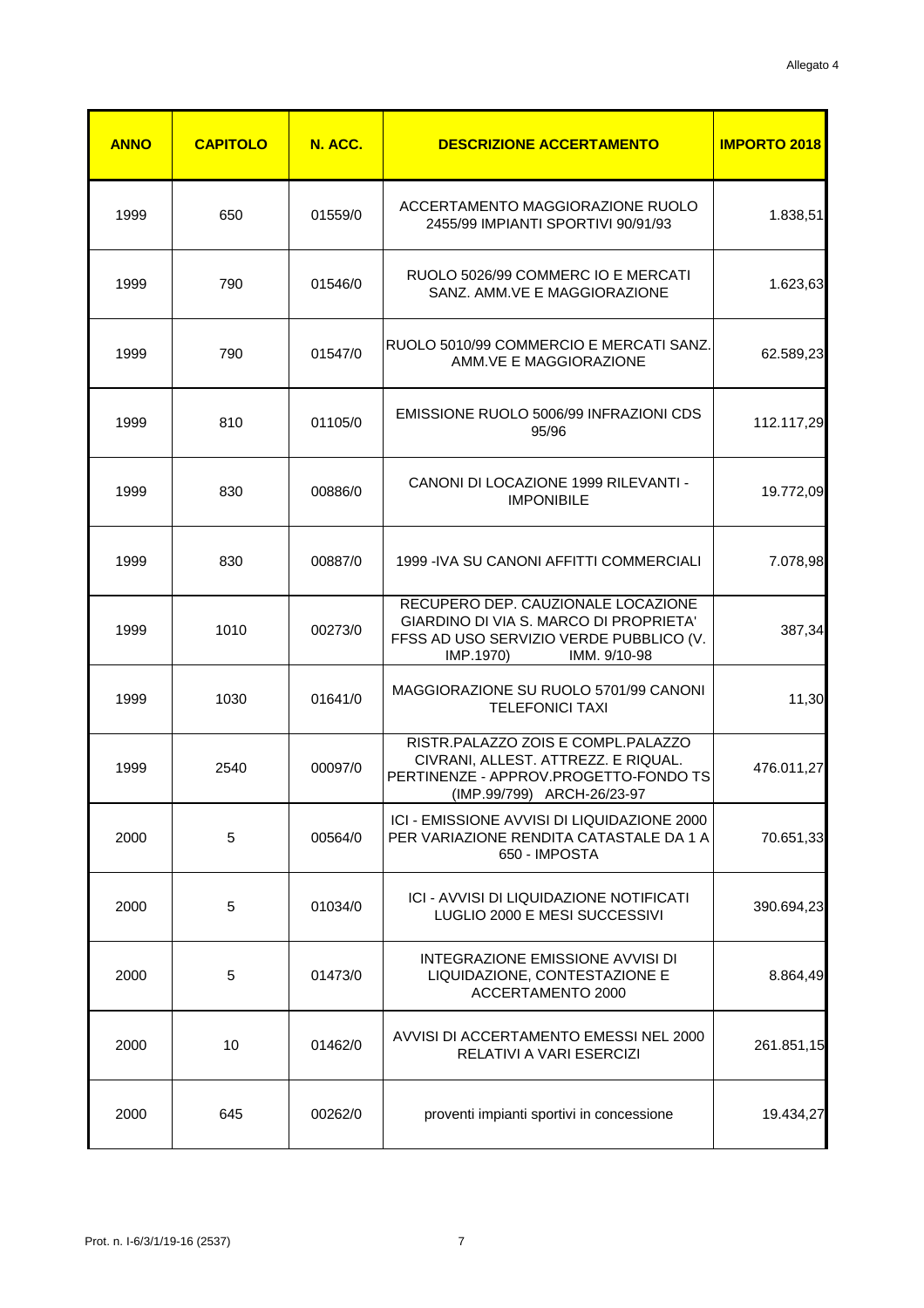Allegato 4

| ANNO | CAPITOLO | N. ACC. | DESCRIZIONE ACCERTAMENTO | IMPORTO 2018 |
|---|---|---|---|---|
| 1999 | 650 | 01559/0 | ACCERTAMENTO MAGGIORAZIONE RUOLO 2455/99 IMPIANTI SPORTIVI 90/91/93 | 1.838,51 |
| 1999 | 790 | 01546/0 | RUOLO 5026/99 COMMERC IO E MERCATI SANZ. AMM.VE E MAGGIORAZIONE | 1.623,63 |
| 1999 | 790 | 01547/0 | RUOLO 5010/99 COMMERCIO E MERCATI SANZ. AMM.VE E MAGGIORAZIONE | 62.589,23 |
| 1999 | 810 | 01105/0 | EMISSIONE RUOLO 5006/99 INFRAZIONI CDS 95/96 | 112.117,29 |
| 1999 | 830 | 00886/0 | CANONI DI LOCAZIONE 1999 RILEVANTI - IMPONIBILE | 19.772,09 |
| 1999 | 830 | 00887/0 | 1999 -IVA SU CANONI AFFITTI COMMERCIALI | 7.078,98 |
| 1999 | 1010 | 00273/0 | RECUPERO DEP. CAUZIONALE LOCAZIONE GIARDINO DI VIA S. MARCO DI PROPRIETA' FFSS AD USO SERVIZIO VERDE PUBBLICO (V. IMP.1970) IMM. 9/10-98 | 387,34 |
| 1999 | 1030 | 01641/0 | MAGGIORAZIONE SU RUOLO 5701/99 CANONI TELEFONICI TAXI | 11,30 |
| 1999 | 2540 | 00097/0 | RISTR.PALAZZO ZOIS E COMPL.PALAZZO CIVRANI, ALLEST. ATTREZZ. E RIQUAL. PERTINENZE - APPROV.PROGETTO-FONDO TS (IMP.99/799) ARCH-26/23-97 | 476.011,27 |
| 2000 | 5 | 00564/0 | ICI - EMISSIONE AVVISI DI LIQUIDAZIONE 2000 PER VARIAZIONE RENDITA CATASTALE DA 1 A 650 - IMPOSTA | 70.651,33 |
| 2000 | 5 | 01034/0 | ICI - AVVISI DI LIQUIDAZIONE NOTIFICATI LUGLIO 2000 E MESI SUCCESSIVI | 390.694,23 |
| 2000 | 5 | 01473/0 | INTEGRAZIONE EMISSIONE AVVISI DI LIQUIDAZIONE, CONTESTAZIONE E ACCERTAMENTO 2000 | 8.864,49 |
| 2000 | 10 | 01462/0 | AVVISI DI ACCERTAMENTO EMESSI NEL 2000 RELATIVI A VARI ESERCIZI | 261.851,15 |
| 2000 | 645 | 00262/0 | proventi impianti sportivi in concessione | 19.434,27 |

Prot. n. I-6/3/1/19-16 (2537)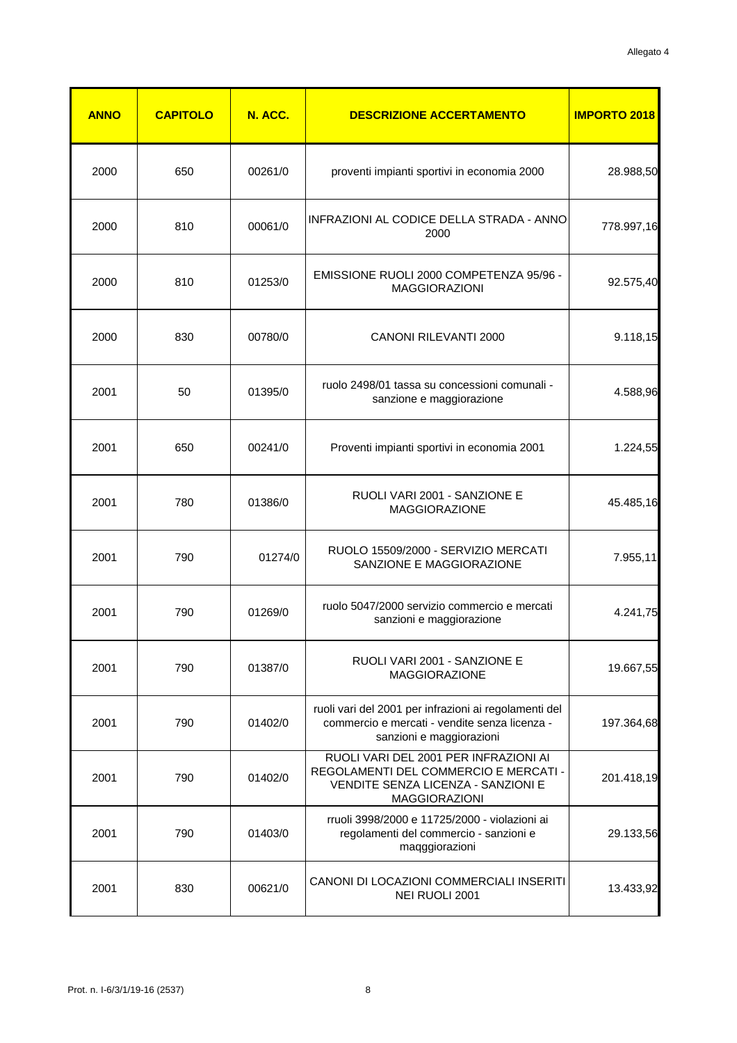Allegato 4

| ANNO | CAPITOLO | N. ACC. | DESCRIZIONE ACCERTAMENTO | IMPORTO 2018 |
|---|---|---|---|---|
| 2000 | 650 | 00261/0 | proventi impianti sportivi in economia 2000 | 28.988,50 |
| 2000 | 810 | 00061/0 | INFRAZIONI AL CODICE DELLA STRADA - ANNO 2000 | 778.997,16 |
| 2000 | 810 | 01253/0 | EMISSIONE RUOLI 2000 COMPETENZA 95/96 - MAGGIORAZIONI | 92.575,40 |
| 2000 | 830 | 00780/0 | CANONI RILEVANTI 2000 | 9.118,15 |
| 2001 | 50 | 01395/0 | ruolo 2498/01 tassa su concessioni comunali - sanzione e maggiorazione | 4.588,96 |
| 2001 | 650 | 00241/0 | Proventi impianti sportivi in economia 2001 | 1.224,55 |
| 2001 | 780 | 01386/0 | RUOLI VARI 2001 - SANZIONE E MAGGIORAZIONE | 45.485,16 |
| 2001 | 790 | 01274/0 | RUOLO 15509/2000 - SERVIZIO MERCATI SANZIONE E MAGGIORAZIONE | 7.955,11 |
| 2001 | 790 | 01269/0 | ruolo 5047/2000 servizio commercio e mercati sanzioni e maggiorazione | 4.241,75 |
| 2001 | 790 | 01387/0 | RUOLI VARI 2001 - SANZIONE E MAGGIORAZIONE | 19.667,55 |
| 2001 | 790 | 01402/0 | ruoli vari del 2001 per infrazioni ai regolamenti del commercio e mercati - vendite senza licenza - sanzioni e maggiorazioni | 197.364,68 |
| 2001 | 790 | 01402/0 | RUOLI VARI DEL 2001 PER INFRAZIONI AI REGOLAMENTI DEL COMMERCIO E MERCATI - VENDITE SENZA LICENZA - SANZIONI E MAGGIORAZIONI | 201.418,19 |
| 2001 | 790 | 01403/0 | rruoli 3998/2000 e 11725/2000 - violazioni ai regolamenti del commercio - sanzioni e maqggiorazioni | 29.133,56 |
| 2001 | 830 | 00621/0 | CANONI DI LOCAZIONI COMMERCIALI INSERITI NEI RUOLI 2001 | 13.433,92 |

Prot. n. I-6/3/1/19-16 (2537)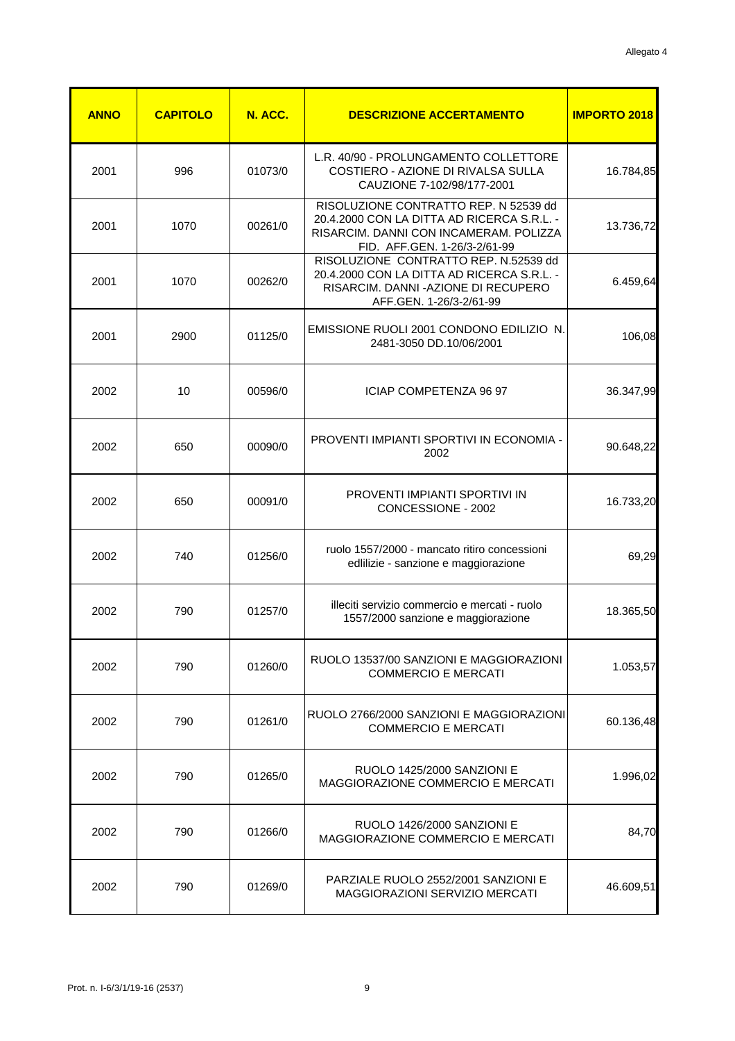Allegato 4

| ANNO | CAPITOLO | N. ACC. | DESCRIZIONE ACCERTAMENTO | IMPORTO 2018 |
|---|---|---|---|---|
| 2001 | 996 | 01073/0 | L.R. 40/90 - PROLUNGAMENTO COLLETTORE COSTIERO - AZIONE DI RIVALSA SULLA CAUZIONE 7-102/98/177-2001 | 16.784,85 |
| 2001 | 1070 | 00261/0 | RISOLUZIONE CONTRATTO REP. N 52539 dd 20.4.2000 CON LA DITTA AD RICERCA S.R.L. - RISARCIM. DANNI CON INCAMERAM. POLIZZA FID. AFF.GEN. 1-26/3-2/61-99 | 13.736,72 |
| 2001 | 1070 | 00262/0 | RISOLUZIONE CONTRATTO REP. N.52539 dd 20.4.2000 CON LA DITTA AD RICERCA S.R.L. - RISARCIM. DANNI -AZIONE DI RECUPERO AFF.GEN. 1-26/3-2/61-99 | 6.459,64 |
| 2001 | 2900 | 01125/0 | EMISSIONE RUOLI 2001 CONDONO EDILIZIO N. 2481-3050 DD.10/06/2001 | 106,08 |
| 2002 | 10 | 00596/0 | ICIAP COMPETENZA 96 97 | 36.347,99 |
| 2002 | 650 | 00090/0 | PROVENTI IMPIANTI SPORTIVI IN ECONOMIA - 2002 | 90.648,22 |
| 2002 | 650 | 00091/0 | PROVENTI IMPIANTI SPORTIVI IN CONCESSIONE - 2002 | 16.733,20 |
| 2002 | 740 | 01256/0 | ruolo 1557/2000 - mancato ritiro concessioni edlilizie - sanzione e maggiorazione | 69,29 |
| 2002 | 790 | 01257/0 | illeciti servizio commercio e mercati - ruolo 1557/2000 sanzione e maggiorazione | 18.365,50 |
| 2002 | 790 | 01260/0 | RUOLO 13537/00 SANZIONI E MAGGIORAZIONI COMMERCIO E MERCATI | 1.053,57 |
| 2002 | 790 | 01261/0 | RUOLO 2766/2000 SANZIONI E MAGGIORAZIONI COMMERCIO E MERCATI | 60.136,48 |
| 2002 | 790 | 01265/0 | RUOLO 1425/2000 SANZIONI E MAGGIORAZIONE COMMERCIO E MERCATI | 1.996,02 |
| 2002 | 790 | 01266/0 | RUOLO 1426/2000 SANZIONI E MAGGIORAZIONE COMMERCIO E MERCATI | 84,70 |
| 2002 | 790 | 01269/0 | PARZIALE RUOLO 2552/2001 SANZIONI E MAGGIORAZIONI SERVIZIO MERCATI | 46.609,51 |

Prot. n. I-6/3/1/19-16 (2537)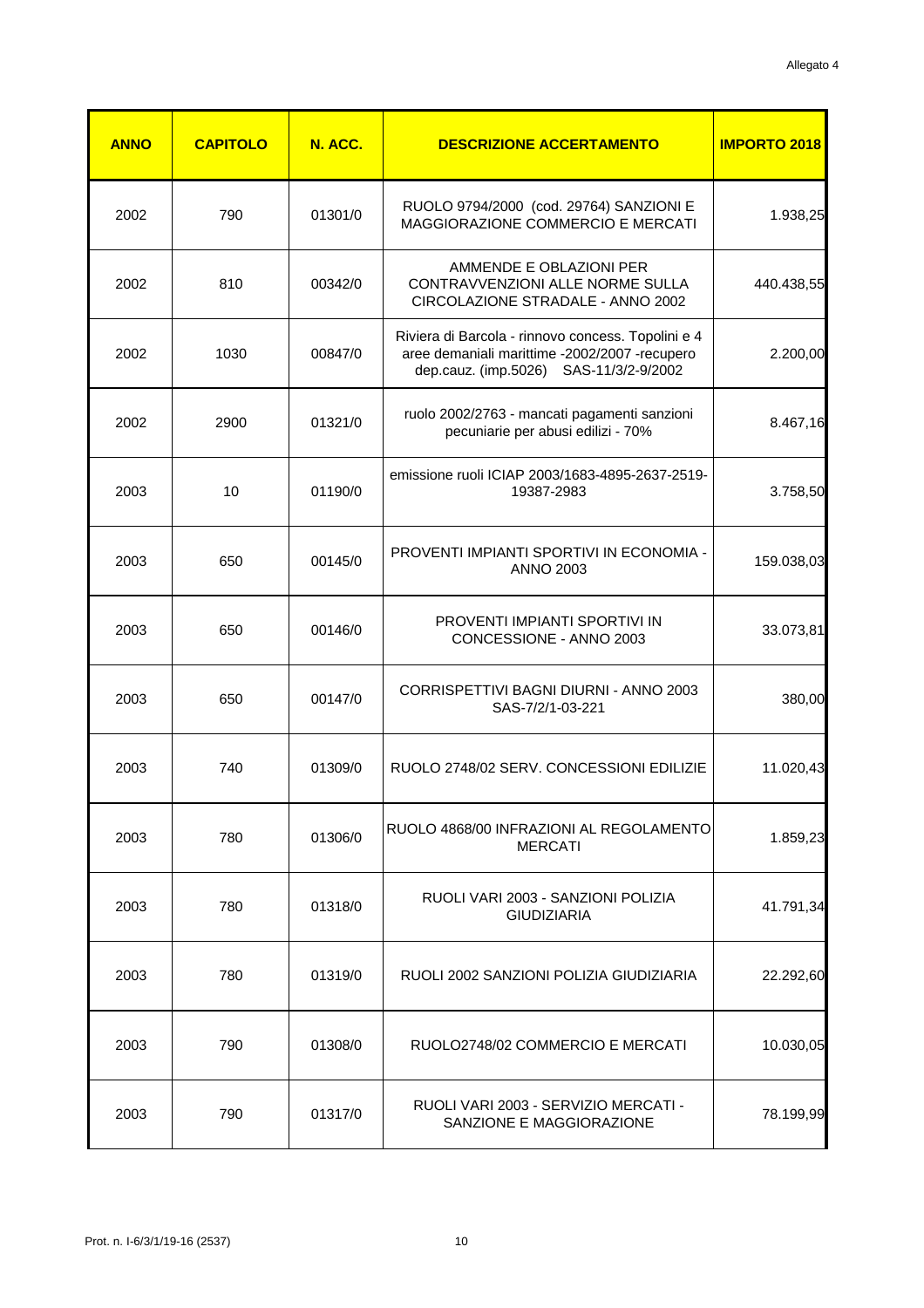Allegato 4

| ANNO | CAPITOLO | N. ACC. | DESCRIZIONE ACCERTAMENTO | IMPORTO 2018 |
|---|---|---|---|---|
| 2002 | 790 | 01301/0 | RUOLO 9794/2000 (cod. 29764) SANZIONI E MAGGIORAZIONE COMMERCIO E MERCATI | 1.938,25 |
| 2002 | 810 | 00342/0 | AMMENDE E OBLAZIONI PER CONTRAVVENZIONI ALLE NORME SULLA CIRCOLAZIONE STRADALE - ANNO 2002 | 440.438,55 |
| 2002 | 1030 | 00847/0 | Riviera di Barcola - rinnovo concess. Topolini e 4 aree demaniali marittime -2002/2007 -recupero dep.cauz. (imp.5026) SAS-11/3/2-9/2002 | 2.200,00 |
| 2002 | 2900 | 01321/0 | ruolo 2002/2763 - mancati pagamenti sanzioni pecuniarie per abusi edilizi - 70% | 8.467,16 |
| 2003 | 10 | 01190/0 | emissione ruoli ICIAP 2003/1683-4895-2637-2519-19387-2983 | 3.758,50 |
| 2003 | 650 | 00145/0 | PROVENTI IMPIANTI SPORTIVI IN ECONOMIA - ANNO 2003 | 159.038,03 |
| 2003 | 650 | 00146/0 | PROVENTI IMPIANTI SPORTIVI IN CONCESSIONE - ANNO 2003 | 33.073,81 |
| 2003 | 650 | 00147/0 | CORRISPETTIVI BAGNI DIURNI - ANNO 2003 SAS-7/2/1-03-221 | 380,00 |
| 2003 | 740 | 01309/0 | RUOLO 2748/02 SERV. CONCESSIONI EDILIZIE | 11.020,43 |
| 2003 | 780 | 01306/0 | RUOLO 4868/00 INFRAZIONI AL REGOLAMENTO MERCATI | 1.859,23 |
| 2003 | 780 | 01318/0 | RUOLI VARI 2003 - SANZIONI POLIZIA GIUDIZIARIA | 41.791,34 |
| 2003 | 780 | 01319/0 | RUOLI 2002 SANZIONI POLIZIA GIUDIZIARIA | 22.292,60 |
| 2003 | 790 | 01308/0 | RUOLO2748/02 COMMERCIO E MERCATI | 10.030,05 |
| 2003 | 790 | 01317/0 | RUOLI VARI 2003 - SERVIZIO MERCATI - SANZIONE E MAGGIORAZIONE | 78.199,99 |

Prot. n. I-6/3/1/19-16 (2537)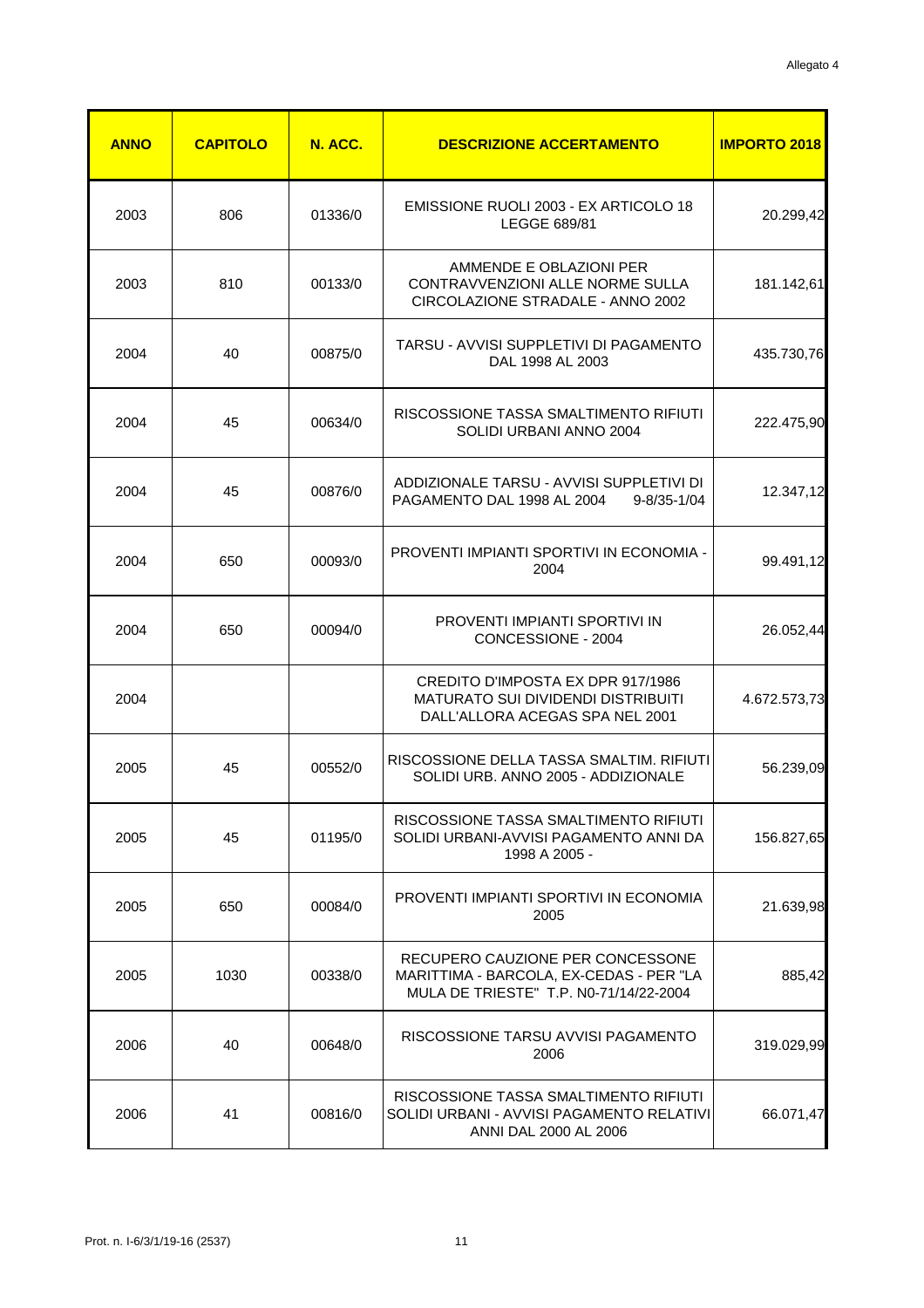Allegato 4

| ANNO | CAPITOLO | N. ACC. | DESCRIZIONE ACCERTAMENTO | IMPORTO 2018 |
|---|---|---|---|---|
| 2003 | 806 | 01336/0 | EMISSIONE RUOLI 2003 - EX ARTICOLO 18 LEGGE 689/81 | 20.299,42 |
| 2003 | 810 | 00133/0 | AMMENDE E OBLAZIONI PER CONTRAVVENZIONI ALLE NORME SULLA CIRCOLAZIONE STRADALE - ANNO 2002 | 181.142,61 |
| 2004 | 40 | 00875/0 | TARSU - AVVISI SUPPLETIVI DI PAGAMENTO DAL 1998 AL 2003 | 435.730,76 |
| 2004 | 45 | 00634/0 | RISCOSSIONE TASSA SMALTIMENTO RIFIUTI SOLIDI URBANI ANNO 2004 | 222.475,90 |
| 2004 | 45 | 00876/0 | ADDIZIONALE TARSU - AVVISI SUPPLETIVI DI PAGAMENTO DAL 1998 AL 2004 9-8/35-1/04 | 12.347,12 |
| 2004 | 650 | 00093/0 | PROVENTI IMPIANTI SPORTIVI IN ECONOMIA - 2004 | 99.491,12 |
| 2004 | 650 | 00094/0 | PROVENTI IMPIANTI SPORTIVI IN CONCESSIONE - 2004 | 26.052,44 |
| 2004 | | | CREDITO D'IMPOSTA EX DPR 917/1986 MATURATO SUI DIVIDENDI DISTRIBUITI DALL'ALLORA ACEGAS SPA NEL 2001 | 4.672.573,73 |
| 2005 | 45 | 00552/0 | RISCOSSIONE DELLA TASSA SMALTIM. RIFIUTI SOLIDI URB. ANNO 2005 - ADDIZIONALE | 56.239,09 |
| 2005 | 45 | 01195/0 | RISCOSSIONE TASSA SMALTIMENTO RIFIUTI SOLIDI URBANI-AVVISI PAGAMENTO ANNI DA 1998 A 2005 - | 156.827,65 |
| 2005 | 650 | 00084/0 | PROVENTI IMPIANTI SPORTIVI IN ECONOMIA 2005 | 21.639,98 |
| 2005 | 1030 | 00338/0 | RECUPERO CAUZIONE PER CONCESSONE MARITTIMA - BARCOLA, EX-CEDAS - PER "LA MULA DE TRIESTE" T.P. N0-71/14/22-2004 | 885,42 |
| 2006 | 40 | 00648/0 | RISCOSSIONE TARSU AVVISI PAGAMENTO 2006 | 319.029,99 |
| 2006 | 41 | 00816/0 | RISCOSSIONE TASSA SMALTIMENTO RIFIUTI SOLIDI URBANI - AVVISI PAGAMENTO RELATIVI ANNI DAL 2000 AL 2006 | 66.071,47 |

Prot. n. I-6/3/1/19-16 (2537)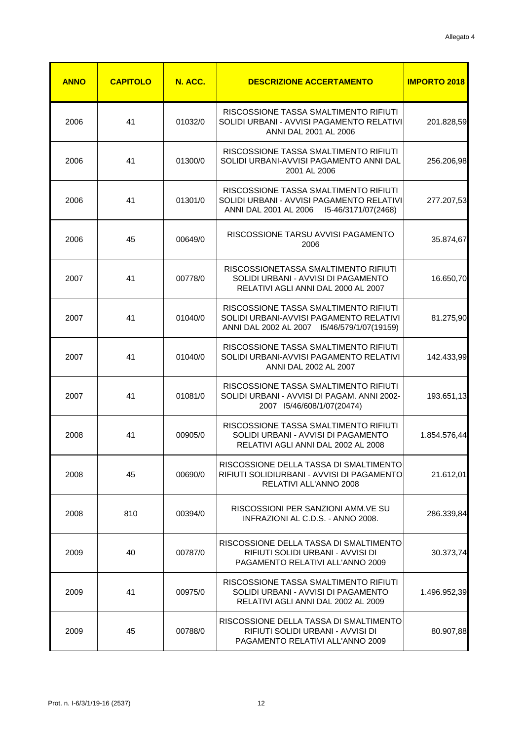Allegato 4

| ANNO | CAPITOLO | N. ACC. | DESCRIZIONE ACCERTAMENTO | IMPORTO 2018 |
| --- | --- | --- | --- | --- |
| 2006 | 41 | 01032/0 | RISCOSSIONE TASSA SMALTIMENTO RIFIUTI SOLIDI URBANI - AVVISI PAGAMENTO RELATIVI ANNI DAL 2001 AL 2006 | 201.828,59 |
| 2006 | 41 | 01300/0 | RISCOSSIONE TASSA SMALTIMENTO RIFIUTI SOLIDI URBANI-AVVISI PAGAMENTO ANNI DAL 2001 AL 2006 | 256.206,98 |
| 2006 | 41 | 01301/0 | RISCOSSIONE TASSA SMALTIMENTO RIFIUTI SOLIDI URBANI - AVVISI PAGAMENTO RELATIVI ANNI DAL 2001 AL 2006 I5-46/3171/07(2468) | 277.207,53 |
| 2006 | 45 | 00649/0 | RISCOSSIONE TARSU AVVISI PAGAMENTO 2006 | 35.874,67 |
| 2007 | 41 | 00778/0 | RISCOSSIONETASSA SMALTIMENTO RIFIUTI SOLIDI URBANI - AVVISI DI PAGAMENTO RELATIVI AGLI ANNI DAL 2000 AL 2007 | 16.650,70 |
| 2007 | 41 | 01040/0 | RISCOSSIONE TASSA SMALTIMENTO RIFIUTI SOLIDI URBANI-AVVISI PAGAMENTO RELATIVI ANNI DAL 2002 AL 2007 I5/46/579/1/07(19159) | 81.275,90 |
| 2007 | 41 | 01040/0 | RISCOSSIONE TASSA SMALTIMENTO RIFIUTI SOLIDI URBANI-AVVISI PAGAMENTO RELATIVI ANNI DAL 2002 AL 2007 | 142.433,99 |
| 2007 | 41 | 01081/0 | RISCOSSIONE TASSA SMALTIMENTO RIFIUTI SOLIDI URBANI - AVVISI DI PAGAM. ANNI 2002-2007 I5/46/608/1/07(20474) | 193.651,13 |
| 2008 | 41 | 00905/0 | RISCOSSIONE TASSA SMALTIMENTO RIFIUTI SOLIDI URBANI - AVVISI DI PAGAMENTO RELATIVI AGLI ANNI DAL 2002 AL 2008 | 1.854.576,44 |
| 2008 | 45 | 00690/0 | RISCOSSIONE DELLA TASSA DI SMALTIMENTO RIFIUTI SOLIDIURBANI - AVVISI DI PAGAMENTO RELATIVI ALL'ANNO 2008 | 21.612,01 |
| 2008 | 810 | 00394/0 | RISCOSSIONI PER SANZIONI AMM.VE SU INFRAZIONI AL C.D.S. - ANNO 2008. | 286.339,84 |
| 2009 | 40 | 00787/0 | RISCOSSIONE DELLA TASSA DI SMALTIMENTO RIFIUTI SOLIDI URBANI - AVVISI DI PAGAMENTO RELATIVI ALL'ANNO 2009 | 30.373,74 |
| 2009 | 41 | 00975/0 | RISCOSSIONE TASSA SMALTIMENTO RIFIUTI SOLIDI URBANI - AVVISI DI PAGAMENTO RELATIVI AGLI ANNI DAL 2002 AL 2009 | 1.496.952,39 |
| 2009 | 45 | 00788/0 | RISCOSSIONE DELLA TASSA DI SMALTIMENTO RIFIUTI SOLIDI URBANI - AVVISI DI PAGAMENTO RELATIVI ALL'ANNO 2009 | 80.907,88 |

Prot. n. I-6/3/1/19-16 (2537)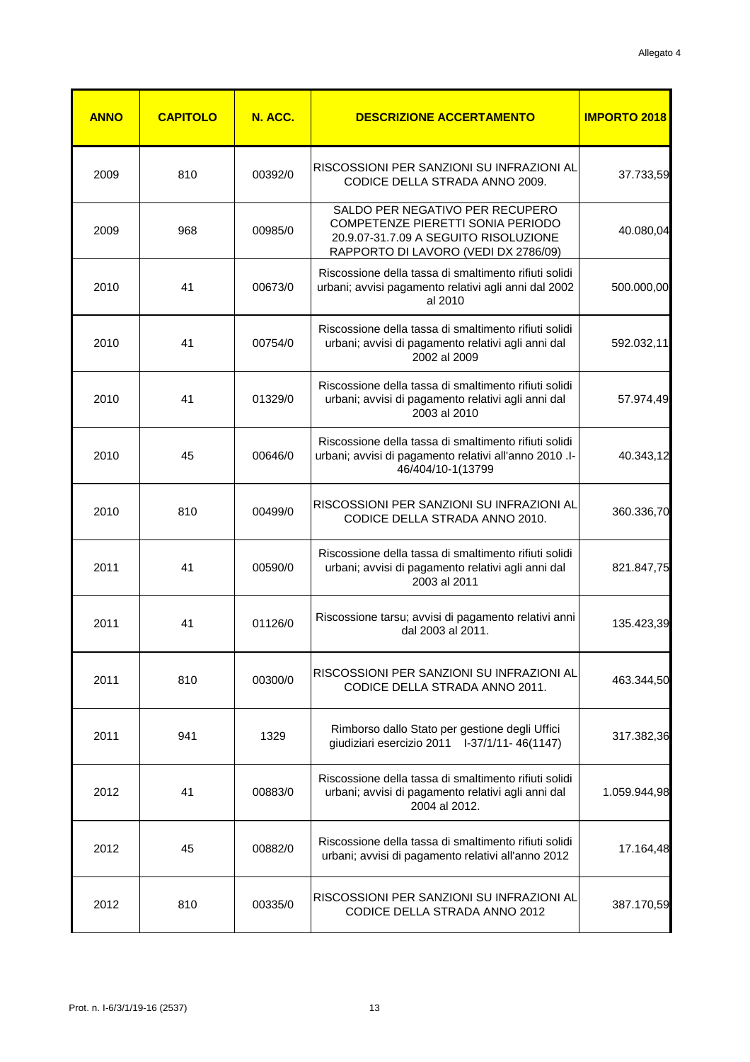Allegato 4

| ANNO | CAPITOLO | N. ACC. | DESCRIZIONE ACCERTAMENTO | IMPORTO 2018 |
|---|---|---|---|---|
| 2009 | 810 | 00392/0 | RISCOSSIONI PER SANZIONI SU INFRAZIONI AL CODICE DELLA STRADA ANNO 2009. | 37.733,59 |
| 2009 | 968 | 00985/0 | SALDO PER NEGATIVO PER RECUPERO COMPETENZE PIERETTI SONIA PERIODO 20.9.07-31.7.09 A SEGUITO RISOLUZIONE RAPPORTO DI LAVORO (VEDI DX 2786/09) | 40.080,04 |
| 2010 | 41 | 00673/0 | Riscossione della tassa di smaltimento rifiuti solidi urbani; avvisi pagamento relativi agli anni dal 2002 al 2010 | 500.000,00 |
| 2010 | 41 | 00754/0 | Riscossione della tassa di smaltimento rifiuti solidi urbani; avvisi di pagamento relativi agli anni dal 2002 al 2009 | 592.032,11 |
| 2010 | 41 | 01329/0 | Riscossione della tassa di smaltimento rifiuti solidi urbani; avvisi di pagamento relativi agli anni dal 2003 al 2010 | 57.974,49 |
| 2010 | 45 | 00646/0 | Riscossione della tassa di smaltimento rifiuti solidi urbani; avvisi di pagamento relativi all'anno 2010 .I-46/404/10-1(13799 | 40.343,12 |
| 2010 | 810 | 00499/0 | RISCOSSIONI PER SANZIONI SU INFRAZIONI AL CODICE DELLA STRADA ANNO 2010. | 360.336,70 |
| 2011 | 41 | 00590/0 | Riscossione della tassa di smaltimento rifiuti solidi urbani; avvisi di pagamento relativi agli anni dal 2003 al 2011 | 821.847,75 |
| 2011 | 41 | 01126/0 | Riscossione tarsu; avvisi di pagamento relativi anni dal 2003 al 2011. | 135.423,39 |
| 2011 | 810 | 00300/0 | RISCOSSIONI PER SANZIONI SU INFRAZIONI AL CODICE DELLA STRADA ANNO 2011. | 463.344,50 |
| 2011 | 941 | 1329 | Rimborso dallo Stato per gestione degli Uffici giudiziari esercizio 2011 I-37/1/11- 46(1147) | 317.382,36 |
| 2012 | 41 | 00883/0 | Riscossione della tassa di smaltimento rifiuti solidi urbani; avvisi di pagamento relativi agli anni dal 2004 al 2012. | 1.059.944,98 |
| 2012 | 45 | 00882/0 | Riscossione della tassa di smaltimento rifiuti solidi urbani; avvisi di pagamento relativi all'anno 2012 | 17.164,48 |
| 2012 | 810 | 00335/0 | RISCOSSIONI PER SANZIONI SU INFRAZIONI AL CODICE DELLA STRADA ANNO 2012 | 387.170,59 |

Prot. n. I-6/3/1/19-16 (2537)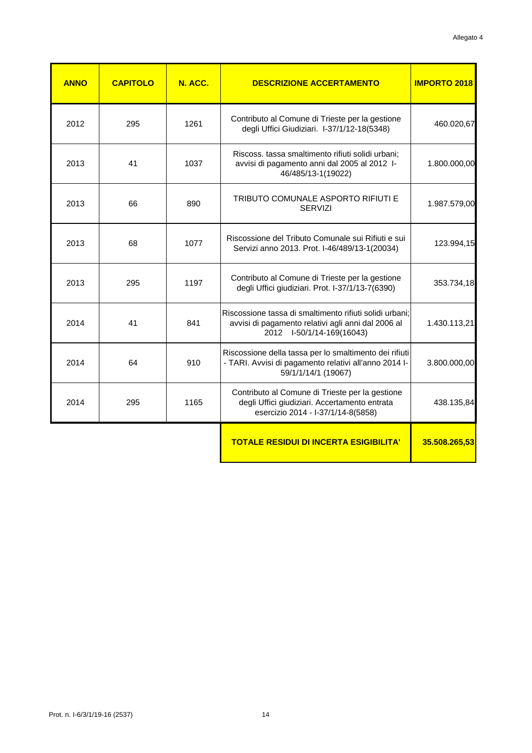Allegato 4

| ANNO | CAPITOLO | N. ACC. | DESCRIZIONE ACCERTAMENTO | IMPORTO 2018 |
|---|---|---|---|---|
| 2012 | 295 | 1261 | Contributo al Comune di Trieste per la gestione degli Uffici Giudiziari. I-37/1/12-18(5348) | 460.020,67 |
| 2013 | 41 | 1037 | Riscoss. tassa smaltimento rifiuti solidi urbani; avvisi di pagamento anni dal 2005 al 2012 I-46/485/13-1(19022) | 1.800.000,00 |
| 2013 | 66 | 890 | TRIBUTO COMUNALE ASPORTO RIFIUTI E SERVIZI | 1.987.579,00 |
| 2013 | 68 | 1077 | Riscossione del Tributo Comunale sui Rifiuti e sui Servizi anno 2013. Prot. I-46/489/13-1(20034) | 123.994,15 |
| 2013 | 295 | 1197 | Contributo al Comune di Trieste per la gestione degli Uffici giudiziari. Prot. I-37/1/13-7(6390) | 353.734,18 |
| 2014 | 41 | 841 | Riscossione tassa di smaltimento rifiuti solidi urbani; avvisi di pagamento relativi agli anni dal 2006 al 2012 I-50/1/14-169(16043) | 1.430.113,21 |
| 2014 | 64 | 910 | Riscossione della tassa per lo smaltimento dei rifiuti - TARI. Avvisi di pagamento relativi all'anno 2014 I-59/1/1/14/1 (19067) | 3.800.000,00 |
| 2014 | 295 | 1165 | Contributo al Comune di Trieste per la gestione degli Uffici giudiziari. Accertamento entrata esercizio 2014 - I-37/1/14-8(5858) | 438.135,84 |
| | | | **TOTALE RESIDUI DI INCERTA ESIGIBILITA'** | **35.508.265,53** |

Prot. n. I-6/3/1/19-16 (2537)